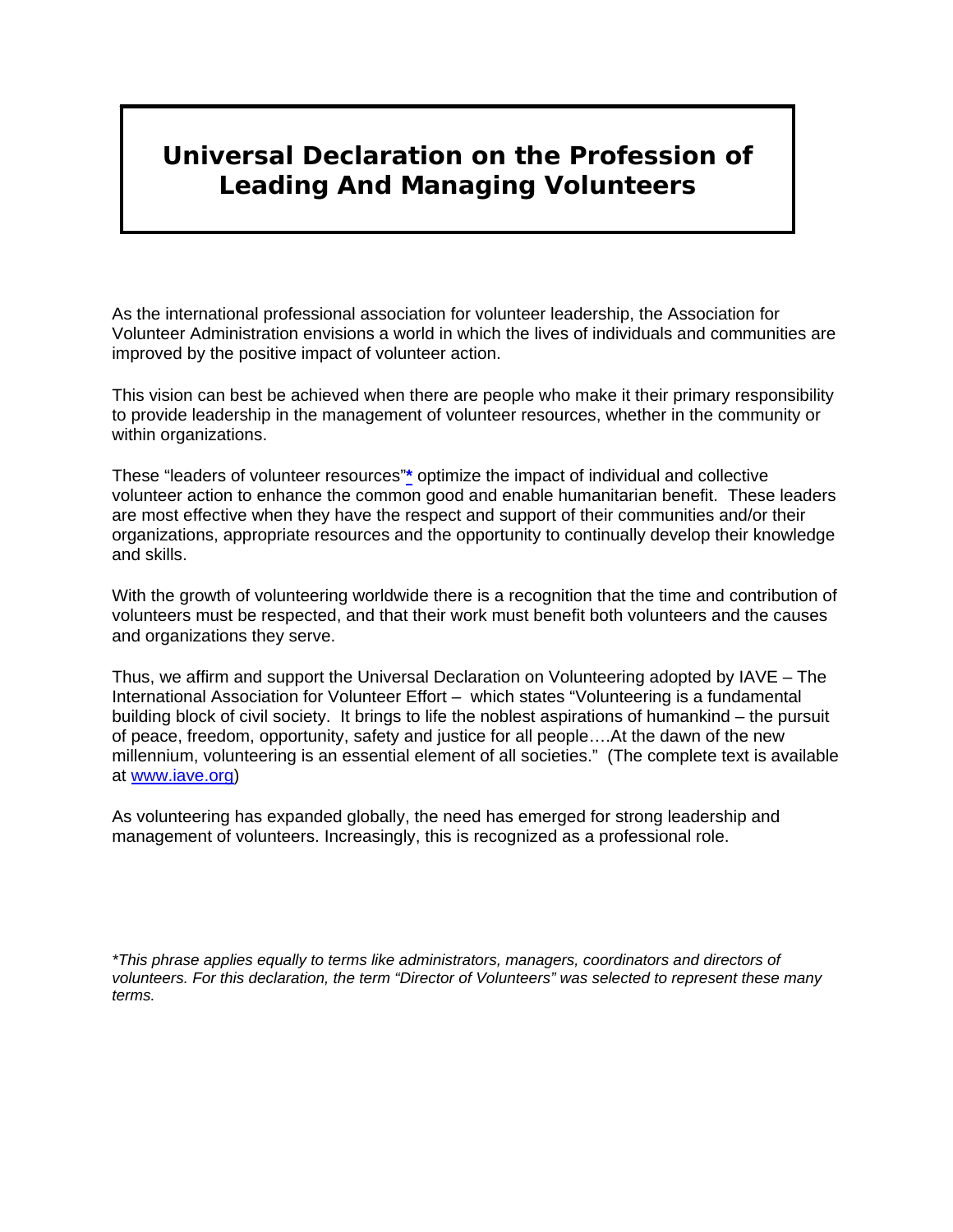# Universal Declaration on the Profession of Leading And Managing Volunteers

As the international professional association for volunteer leadership, the Association for Volunteer Administration envisions a world in which the lives of individuals and communities are improved by the positive impact of volunteer action.

This vision can best be achieved when there are people who make it their primary responsibility to provide leadership in the management of volunteer resources, whether in the community or within organizations.

These "leaders of volunteer resources"* optimize the impact of individual and collective volunteer action to enhance the common good and enable humanitarian benefit. These leaders are most effective when they have the respect and support of their communities and/or their organizations, appropriate resources and the opportunity to continually develop their knowledge and skills.

With the growth of volunteering worldwide there is a recognition that the time and contribution of volunteers must be respected, and that their work must benefit both volunteers and the causes and organizations they serve.

Thus, we affirm and support the Universal Declaration on Volunteering adopted by IAVE – The International Association for Volunteer Effort – which states "Volunteering is a fundamental building block of civil society. It brings to life the noblest aspirations of humankind – the pursuit of peace, freedom, opportunity, safety and justice for all people….At the dawn of the new millennium, volunteering is an essential element of all societies." (The complete text is available at www.iave.org)

As volunteering has expanded globally, the need has emerged for strong leadership and management of volunteers. Increasingly, this is recognized as a professional role.

*\*This phrase applies equally to terms like administrators, managers, coordinators and directors of volunteers. For this declaration, the term "Director of Volunteers" was selected to represent these many terms.*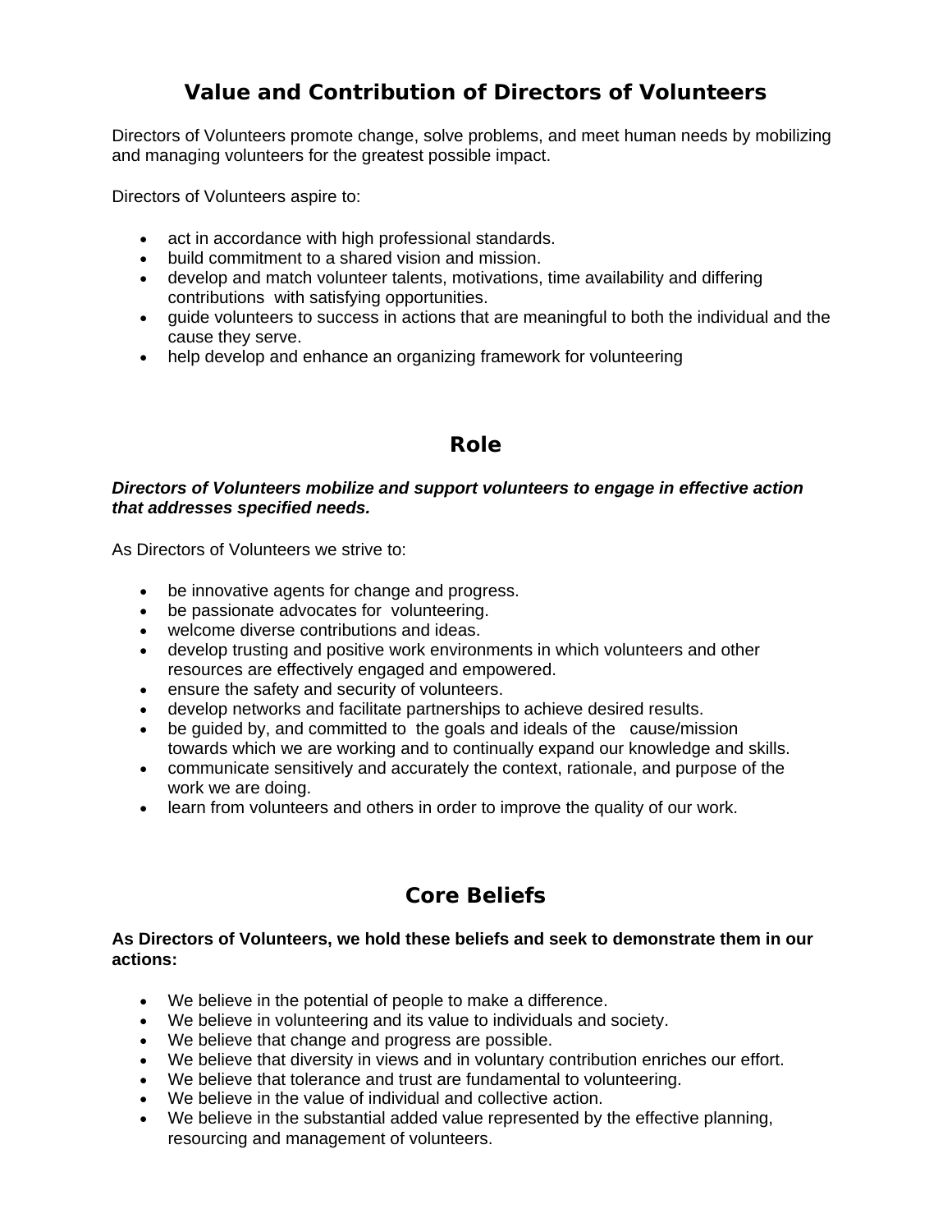# Value and Contribution of Directors of Volunteers

Directors of Volunteers promote change, solve problems, and meet human needs by mobilizing and managing volunteers for the greatest possible impact.

Directors of Volunteers aspire to:

- act in accordance with high professional standards.
- build commitment to a shared vision and mission.
- develop and match volunteer talents, motivations, time availability and differing contributions with satisfying opportunities.
- guide volunteers to success in actions that are meaningful to both the individual and the cause they serve.
- help develop and enhance an organizing framework for volunteering

## Role

***Directors of Volunteers mobilize and support volunteers to engage in effective action that addresses specified needs.***

As Directors of Volunteers we strive to:

- be innovative agents for change and progress.
- be passionate advocates for volunteering.
- welcome diverse contributions and ideas.
- develop trusting and positive work environments in which volunteers and other resources are effectively engaged and empowered.
- ensure the safety and security of volunteers.
- develop networks and facilitate partnerships to achieve desired results.
- be guided by, and committed to the goals and ideals of the cause/mission towards which we are working and to continually expand our knowledge and skills.
- communicate sensitively and accurately the context, rationale, and purpose of the work we are doing.
- learn from volunteers and others in order to improve the quality of our work.

## Core Beliefs

**As Directors of Volunteers, we hold these beliefs and seek to demonstrate them in our actions:**

- We believe in the potential of people to make a difference.
- We believe in volunteering and its value to individuals and society.
- We believe that change and progress are possible.
- We believe that diversity in views and in voluntary contribution enriches our effort.
- We believe that tolerance and trust are fundamental to volunteering.
- We believe in the value of individual and collective action.
- We believe in the substantial added value represented by the effective planning, resourcing and management of volunteers.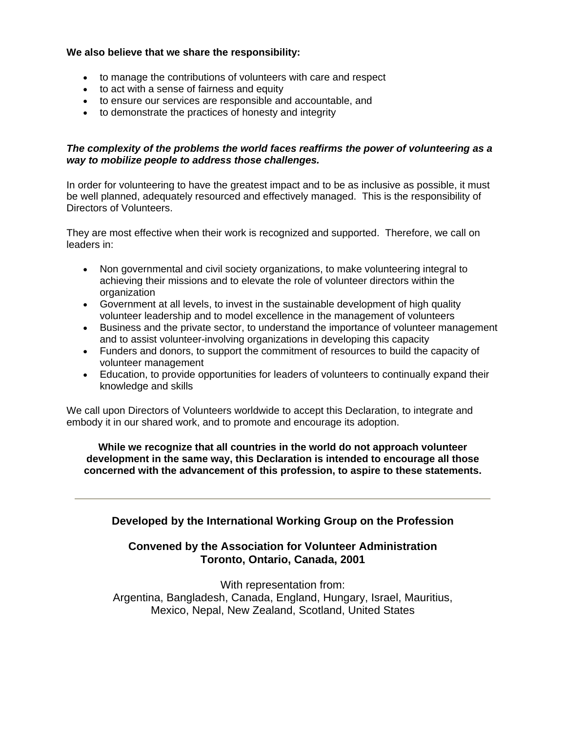**We also believe that we share the responsibility:**

- to manage the contributions of volunteers with care and respect
- to act with a sense of fairness and equity
- to ensure our services are responsible and accountable, and
- to demonstrate the practices of honesty and integrity

***The complexity of the problems the world faces reaffirms the power of volunteering as a way to mobilize people to address those challenges.***

In order for volunteering to have the greatest impact and to be as inclusive as possible, it must be well planned, adequately resourced and effectively managed. This is the responsibility of Directors of Volunteers.

They are most effective when their work is recognized and supported. Therefore, we call on leaders in:

- Non governmental and civil society organizations, to make volunteering integral to achieving their missions and to elevate the role of volunteer directors within the organization
- Government at all levels, to invest in the sustainable development of high quality volunteer leadership and to model excellence in the management of volunteers
- Business and the private sector, to understand the importance of volunteer management and to assist volunteer-involving organizations in developing this capacity
- Funders and donors, to support the commitment of resources to build the capacity of volunteer management
- Education, to provide opportunities for leaders of volunteers to continually expand their knowledge and skills

We call upon Directors of Volunteers worldwide to accept this Declaration, to integrate and embody it in our shared work, and to promote and encourage its adoption.

**While we recognize that all countries in the world do not approach volunteer development in the same way, this Declaration is intended to encourage all those concerned with the advancement of this profession, to aspire to these statements.**

---

**Developed by the International Working Group on the Profession**

**Convened by the Association for Volunteer Administration**
**Toronto, Ontario, Canada, 2001**

With representation from:
Argentina, Bangladesh, Canada, England, Hungary, Israel, Mauritius, Mexico, Nepal, New Zealand, Scotland, United States